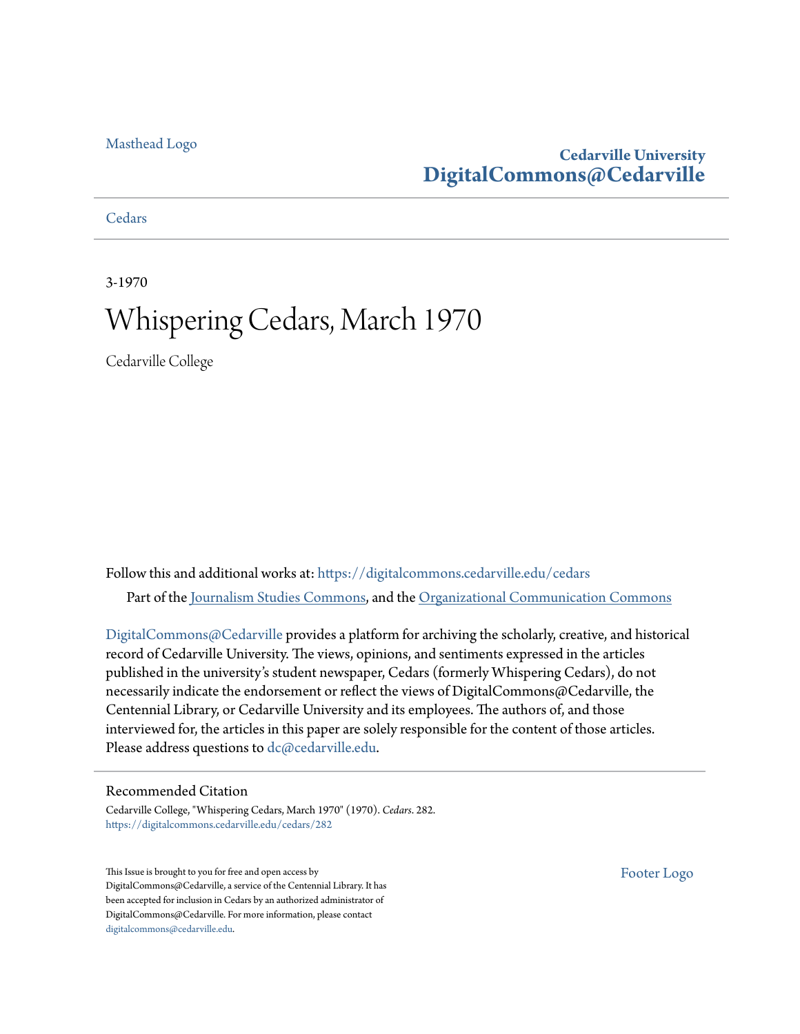Masthead Logo

**Cedarville University**
**DigitalCommons@Cedarville**

Cedars

3-1970

# Whispering Cedars, March 1970

Cedarville College

Follow this and additional works at: https://digitalcommons.cedarville.edu/cedars

Part of the Journalism Studies Commons, and the Organizational Communication Commons

DigitalCommons@Cedarville provides a platform for archiving the scholarly, creative, and historical record of Cedarville University. The views, opinions, and sentiments expressed in the articles published in the university's student newspaper, Cedars (formerly Whispering Cedars), do not necessarily indicate the endorsement or reflect the views of DigitalCommons@Cedarville, the Centennial Library, or Cedarville University and its employees. The authors of, and those interviewed for, the articles in this paper are solely responsible for the content of those articles. Please address questions to dc@cedarville.edu.

## Recommended Citation

Cedarville College, "Whispering Cedars, March 1970" (1970). *Cedars*. 282.
https://digitalcommons.cedarville.edu/cedars/282

This Issue is brought to you for free and open access by DigitalCommons@Cedarville, a service of the Centennial Library. It has been accepted for inclusion in Cedars by an authorized administrator of DigitalCommons@Cedarville. For more information, please contact digitalcommons@cedarville.edu.

Footer Logo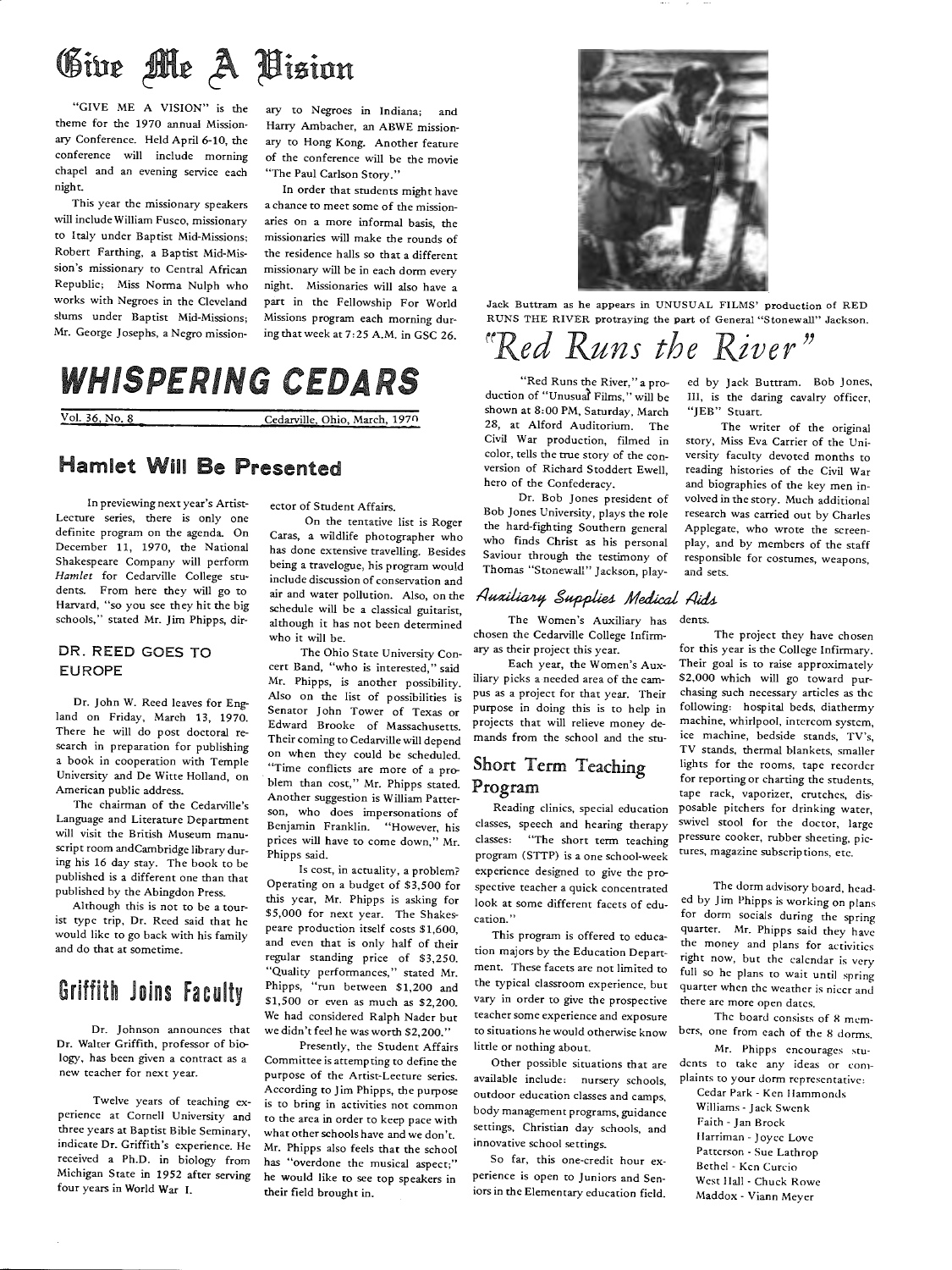# Give Me A Vision

"GIVE ME A VISION" is the theme for the 1970 annual Missionary Conference. Held April 6-10, the conference will include morning chapel and an evening service each night.

This year the missionary speakers will include William Fusco, missionary to Italy under Baptist Mid-Missions; Robert Farthing, a Baptist Mid-Mission's missionary to Central African Republic; Miss Norma Nulph who works with Negroes in the Cleveland slums under Baptist Mid-Missions; Mr. George Josephs, a Negro missionary to Negroes in Indiana; and Harry Ambacher, an ABWE missionary to Hong Kong. Another feature of the conference will be the movie "The Paul Carlson Story."

In order that students might have a chance to meet some of the missionaries on a more informal basis, the missionaries will make the rounds of the residence halls so that a different missionary will be in each dorm every night. Missionaries will also have a part in the Fellowship For World Missions program each morning during that week at 7:25 A.M. in GSC 26.

# WHISPERING CEDARS

Vol. 36, No. 8 — Cedarville, Ohio, March, 1970

## Hamlet Will Be Presented

In previewing next year's Artist-Lecture series, there is only one definite program on the agenda. On December 11, 1970, the National Shakespeare Company will perform *Hamlet* for Cedarville College students. From here they will go to Harvard, "so you see they hit the big schools," stated Mr. Jim Phipps, director of Student Affairs.

On the tentative list is Roger Caras, a wildlife photographer who has done extensive travelling. Besides being a travelogue, his program would include discussion of conservation and air and water pollution. Also, on the schedule will be a classical guitarist, although it has not been determined who it will be.

The Ohio State University Concert Band, "who is interested," said Mr. Phipps, is another possibility. Also on the list of possibilities is Senator John Tower of Texas or Edward Brooke of Massachusetts. Their coming to Cedarville will depend on when they could be scheduled. "Time conflicts are more of a problem than cost," Mr. Phipps stated. Another suggestion is William Patterson, who does impersonations of Benjamin Franklin. "However, his prices will have to come down," Mr. Phipps said.

Is cost, in actuality, a problem? Operating on a budget of $3,500 for this year, Mr. Phipps is asking for $5,000 for next year. The Shakespeare production itself costs $1,600, and even that is only half of their regular standing price of $3,250. "Quality performances," stated Mr. Phipps, "run between $1,200 and $1,500 or even as much as $2,200. We had considered Ralph Nader but we didn't feel he was worth $2,200."

Presently, the Student Affairs Committee is attempting to define the purpose of the Artist-Lecture series. According to Jim Phipps, the purpose is to bring in activities not common to the area in order to keep pace with what other schools have and we don't. Mr. Phipps also feels that the school has "overdone the musical aspect;" he would like to see top speakers in their field brought in.

### DR. REED GOES TO EUROPE

Dr. John W. Reed leaves for England on Friday, March 13, 1970. There he will do post doctoral research in preparation for publishing a book in cooperation with Temple University and De Witte Holland, on American public address.

The chairman of the Cedarville's Language and Literature Department will visit the British Museum manuscript room and Cambridge library during his 16 day stay. The book to be published is a different one than that published by the Abingdon Press.

Although this is not to be a tourist type trip, Dr. Reed said that he would like to go back with his family and do that at sometime.

## Griffith Joins Faculty

Dr. Johnson announces that Dr. Walter Griffith, professor of biology, has been given a contract as a new teacher for next year.

Twelve years of teaching experience at Cornell University and three years at Baptist Bible Seminary, indicate Dr. Griffith's experience. He received a Ph.D. in biology from Michigan State in 1952 after serving four years in World War I.

Jack Buttram as he appears in UNUSUAL FILMS' production of RED RUNS THE RIVER protraying the part of General "Stonewall" Jackson.

## "Red Runs the River"

"Red Runs the River," a production of "Unusual Films," will be shown at 8:00 PM, Saturday, March 28, at Alford Auditorium. The Civil War production, filmed in color, tells the true story of the conversion of Richard Stoddert Ewell, hero of the Confederacy.

Dr. Bob Jones president of Bob Jones University, plays the role the hard-fighting Southern general who finds Christ as his personal Saviour through the testimony of Thomas "Stonewall" Jackson, played by Jack Buttram. Bob Jones, III, is the daring cavalry officer, "JEB" Stuart.

The writer of the original story, Miss Eva Carrier of the University faculty devoted months to reading histories of the Civil War and biographies of the key men involved in the story. Much additional research was carried out by Charles Applegate, who wrote the screenplay, and by members of the staff responsible for costumes, weapons, and sets.

## Auxiliary Supplies Medical Aids

The Women's Auxiliary has chosen the Cedarville College Infirmary as their project this year.

Each year, the Women's Auxiliary picks a needed area of the campus as a project for that year. Their purpose in doing this is to help in projects that will relieve money demands from the school and the students.

The project they have chosen for this year is the College Infirmary. Their goal is to raise approximately $2,000 which will go toward purchasing such necessary articles as the following: hospital beds, diathermy machine, whirlpool, intercom system, ice machine, bedside stands, TV's, TV stands, thermal blankets, smaller lights for the rooms, tape recorder for reporting or charting the students, tape rack, vaporizer, crutches, disposable pitchers for drinking water, swivel stool for the doctor, large pressure cooker, rubber sheeting, pictures, magazine subscriptions, etc.

## Short Term Teaching Program

Reading clinics, special education classes, speech and hearing therapy classes: "The short term teaching program (STTP) is a one school-week experience designed to give the prospective teacher a quick concentrated look at some different facets of education."

This program is offered to education majors by the Education Department. These facets are not limited to the typical classroom experience, but vary in order to give the prospective teacher some experience and exposure to situations he would otherwise know little or nothing about.

Other possible situations that are available include: nursery schools, outdoor education classes and camps, body management programs, guidance settings, Christian day schools, and innovative school settings.

So far, this one-credit hour experience is open to Juniors and Seniors in the Elementary education field.

The dorm advisory board, headed by Jim Phipps is working on plans for dorm socials during the spring quarter. Mr. Phipps said they have the money and plans for activities right now, but the calendar is very full so he plans to wait until spring quarter when the weather is nicer and there are more open dates.

The board consists of 8 members, one from each of the 8 dorms.

Mr. Phipps encourages students to take any ideas or complaints to your dorm representative:

- Cedar Park - Ken Hammonds
- Williams - Jack Swenk
- Faith - Jan Brock
- Harriman - Joyce Love
- Patterson - Sue Lathrop
- Bethel - Ken Curcio
- West Hall - Chuck Rowe
- Maddox - Viann Meyer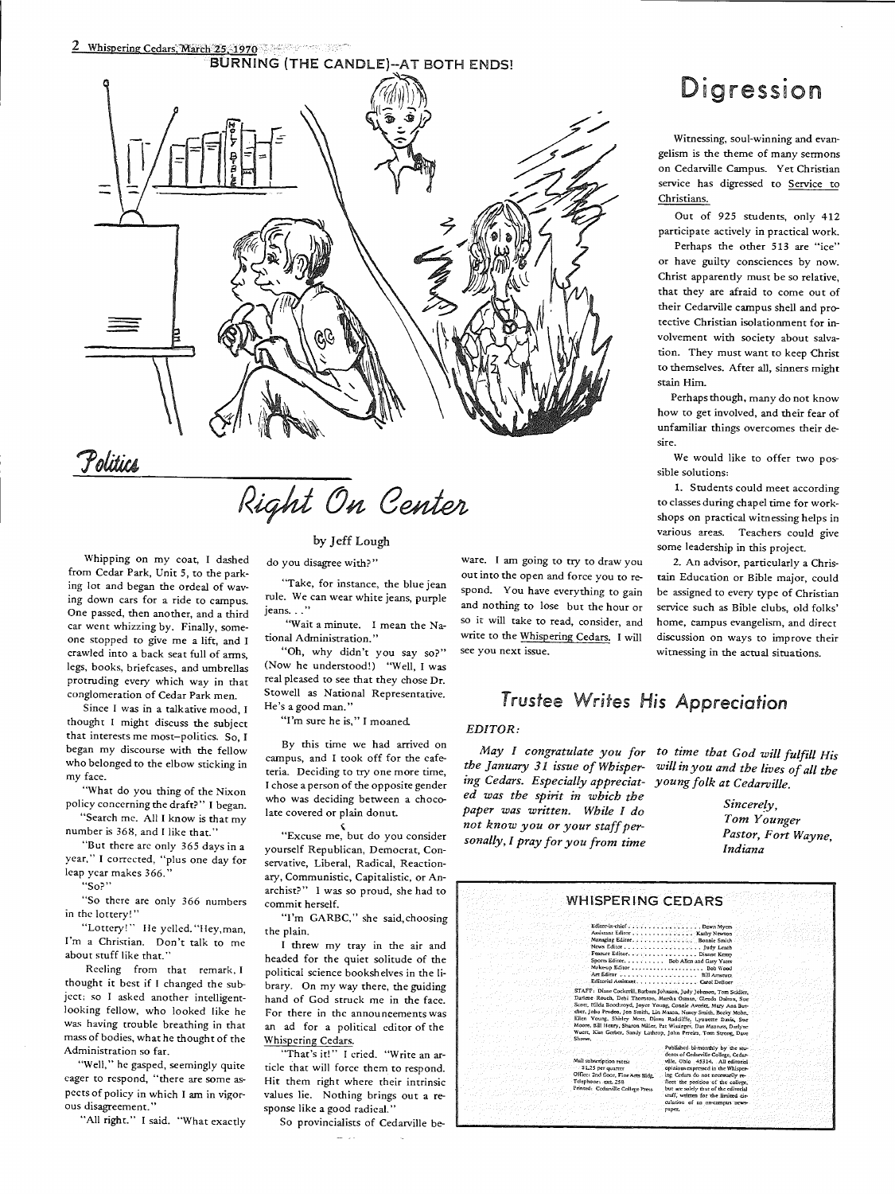BURNING (THE CANDLE)--AT BOTH ENDS!

## Politics

# Right On Center

by Jeff Lough

Whipping on my coat, I dashed from Cedar Park, Unit 5, to the parking lot and began the ordeal of waving down cars for a ride to campus. One passed, then another, and a third car went whizzing by. Finally, someone stopped to give me a lift, and I crawled into a back seat full of arms, legs, books, briefcases, and umbrellas protruding every which way in that conglomeration of Cedar Park men.

Since I was in a talkative mood, I thought I might discuss the subject that interests me most--politics. So, I began my discourse with the fellow who belonged to the elbow sticking in my face.

"What do you thing of the Nixon policy concerning the draft?" I began.

"Search me. All I know is that my number is 368, and I like that."

"But there are only 365 days in a year," I corrected, "plus one day for leap year makes 366."

"So?"

"So there are only 366 numbers in the lottery!"

"Lottery!" He yelled. "Hey, man, I'm a Christian. Don't talk to me about stuff like that."

Reeling from that remark, I thought it best if I changed the subject; so I asked another intelligent-looking fellow, who looked like he was having trouble breathing in that mass of bodies, what he thought of the Administration so far.

"Well," he gasped, seemingly quite eager to respond, "there are some aspects of policy in which I am in vigorous disagreement."

"All right." I said. "What exactly do you disagree with?"

"Take, for instance, the blue jean rule. We can wear white jeans, purple jeans. . ."

"Wait a minute. I mean the National Administration."

"Oh, why didn't you say so?" (Now he understood!) "Well, I was real pleased to see that they chose Dr. Stowell as National Representative. He's a good man."

"I'm sure he is," I moaned.

By this time we had arrived on campus, and I took off for the cafeteria. Deciding to try one more time, I chose a person of the opposite gender who was deciding between a chocolate covered or plain donut.

"Excuse me, but do you consider yourself Republican, Democrat, Conservative, Liberal, Radical, Reactionary, Communistic, Capitalistic, or Anarchist?" I was so proud, she had to commit herself.

"I'm GARBC," she said, choosing the plain.

I threw my tray in the air and headed for the quiet solitude of the political science bookshelves in the library. On my way there, the guiding hand of God struck me in the face. For there in the announcements was an ad for a political editor of the Whispering Cedars.

"That's it!" I cried. "Write an article that will force them to respond. Hit them right where their intrinsic values lie. Nothing brings out a response like a good radical."

So provincialists of Cedarville beware. I am going to try to draw you out into the open and force you to respond. You have everything to gain and nothing to lose but the hour or so it will take to read, consider, and write to the Whispering Cedars. I will see you next issue.

# Digression

Witnessing, soul-winning and evangelism is the theme of many sermons on Cedarville Campus. Yet Christian service has digressed to Service to Christians.

Out of 925 students, only 412 participate actively in practical work.

Perhaps the other 513 are "ice" or have guilty consciences by now. Christ apparently must be so relative, that they are afraid to come out of their Cedarville campus shell and protective Christian isolationment for involvement with society about salvation. They must want to keep Christ to themselves. After all, sinners might stain Him.

Perhaps though, many do not know how to get involved, and their fear of unfamiliar things overcomes their desire.

We would like to offer two possible solutions:

1. Students could meet according to classes during chapel time for workshops on practical witnessing helps in various areas. Teachers could give some leadership in this project.

2. An advisor, particularly a Christain Education or Bible major, could be assigned to every type of Christian service such as Bible clubs, old folks' home, campus evangelism, and direct discussion on ways to improve their witnessing in the actual situations.

## Trustee Writes His Appreciation

*EDITOR:*

*May I congratulate you for the January 31 issue of Whispering Cedars. Especially appreciated was the spirit in which the paper was written. While I do not know you or your staff personally, I pray for you from time to time that God will fulfill His will in you and the lives of all the young folk at Cedarville.*

*Sincerely,*
*Tom Younger*
*Pastor, Fort Wayne, Indiana*

## WHISPERING CEDARS

Editor-in-chief . . . . . . . . . . Dawn Myers
Assistant Editor . . . . . . . . . . Kathy Newton
Managing Editor . . . . . . . . . . Bonnie Smith
News Editor . . . . . . . . . . Judy Leach
Feature Editor . . . . . . . . . . Dianne Kemp
Sports Editor . . . . . . . . . . Bob Allen and Gary Yates
Make-up Editor . . . . . . . . . . Bob Wood
Art Editor . . . . . . . . . . Bill Amstutz
Editorial Assistant . . . . . . . . . . Carol DeBoer

STAFF: Diane Cockerill, Barbara Johnson, Judy Johnson, Tom Seidler, Darlene Rouch, Debi Thornton, Marsha Osman, Glenda Dalton, Sue Scott, Hilda Boodhroyd, Joyce Young, Connie Averitt, Mary Ann Butcher, John Pruden, Jon Smith, Lin Mason, Nancy Smith, Becky Mohn, Ellen Young, Shirley Moss, Diana Radcliffe, Lynnette Davis, Sue Moore, Bill Henry, Sharon Miller, Pat Wissinger, Dan Manners, Darlyne Wuest, Kim Gerber, Sandy Lathrop, John Pereira, Tom Strong, Dave Shreve.

Mail subscription rates: $1.25 per quarter
Office: 2nd floor, Fine Arts Bldg.
Telephone: ext. 258
Printed: Cedarville College Press

Published bi-monthly by the students of Cedarville College, Cedarville, Ohio 45314. All editorial opinions expressed in the Whispering Cedars do not necessarily reflect the position of the college, but are solely that of the editorial staff, written for the limited circulation of an on-campus newspaper.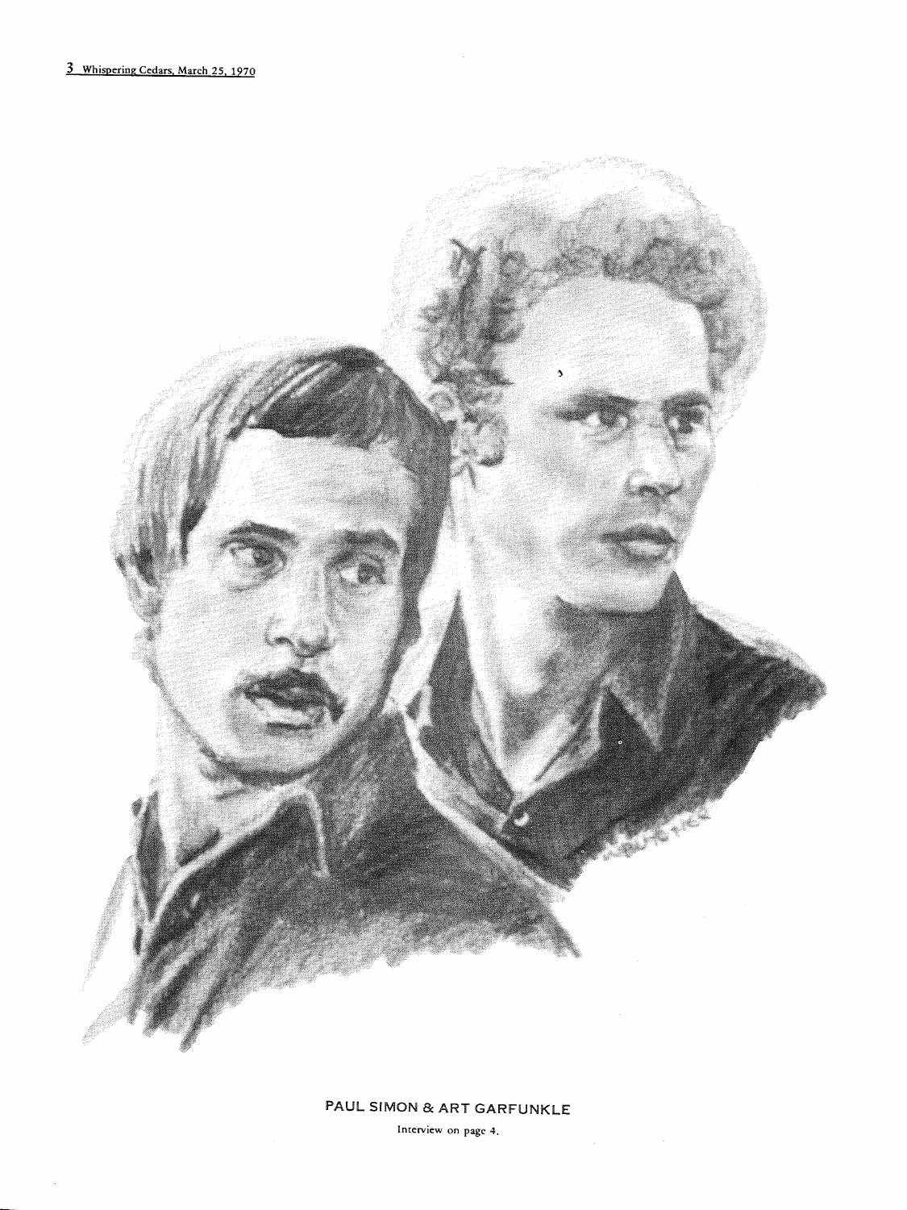PAUL SIMON & ART GARFUNKLE

Interview on page 4.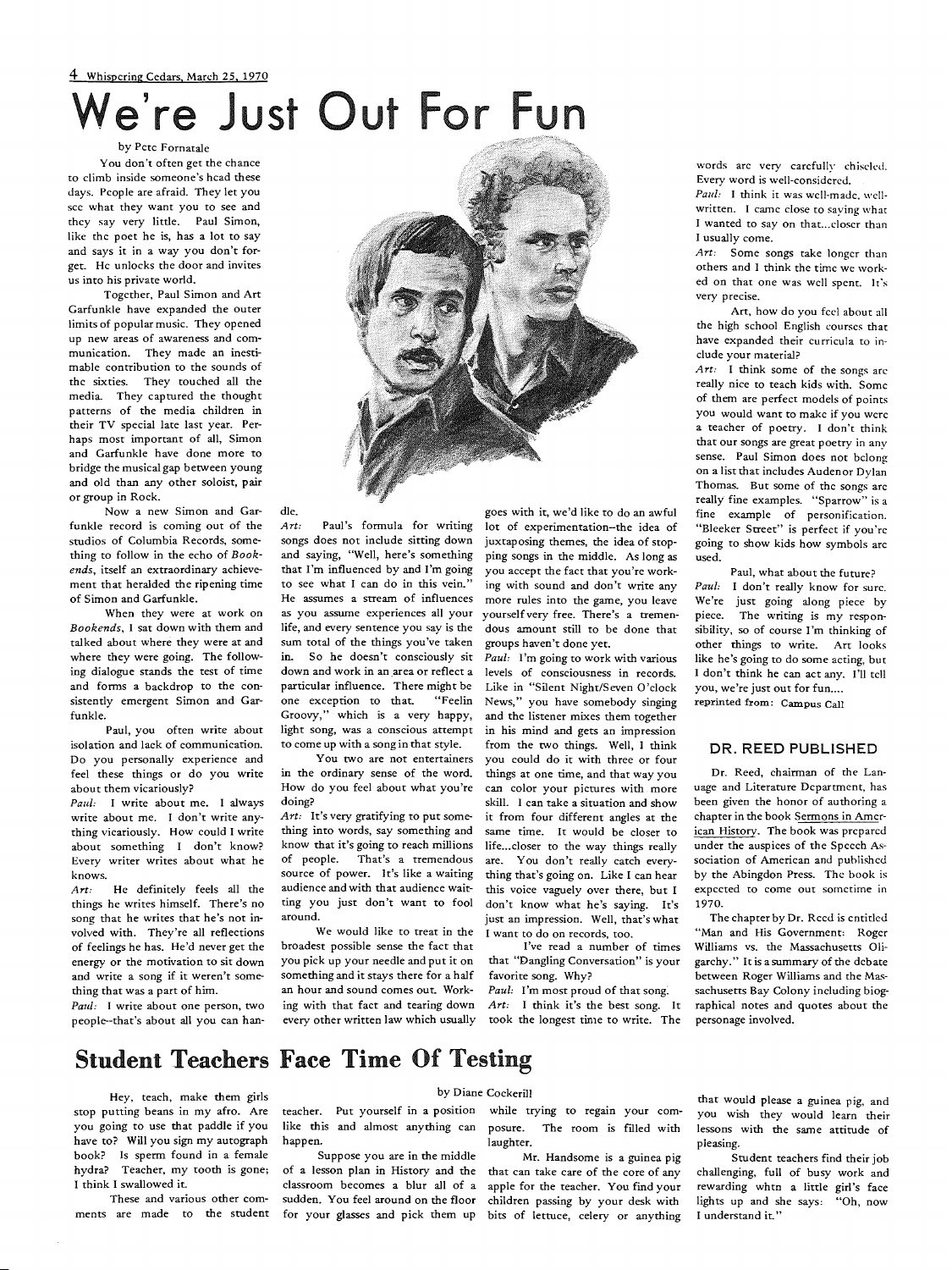# We're Just Out For Fun

by Pete Fornatale

You don't often get the chance to climb inside someone's head these days. People are afraid. They let you see what they want you to see and they say very little. Paul Simon, like the poet he is, has a lot to say and says it in a way you don't forget. He unlocks the door and invites us into his private world.

Together, Paul Simon and Art Garfunkle have expanded the outer limits of popular music. They opened up new areas of awareness and communication. They made an inestimable contribution to the sounds of the sixties. They touched all the media. They captured the thought patterns of the media children in their TV special late last year. Perhaps most important of all, Simon and Garfunkle have done more to bridge the musical gap between young and old than any other soloist, pair or group in Rock.

Now a new Simon and Garfunkle record is coming out of the studios of Columbia Records, something to follow in the echo of *Bookends*, itself an extraordinary achievement that heralded the ripening time of Simon and Garfunkle.

When they were at work on *Bookends*, I sat down with them and talked about where they were at and where they were going. The following dialogue stands the test of time and forms a backdrop to the consistently emergent Simon and Garfunkle.

Paul, you often write about isolation and lack of communication. Do you personally experience and feel these things or do you write about them vicariously?

*Paul:* I write about me. I always write about me. I don't write anything vicariously. How could I write about something I don't know? Every writer writes about what he knows.

*Art:* He definitely feels all the things he writes himself. There's no song that he writes that he's not involved with. They're all reflections of feelings he has. He'd never get the energy or the motivation to sit down and write a song if it weren't something that was a part of him.

*Paul:* I write about one person, two people--that's about all you can handle.

*Art:* Paul's formula for writing songs does not include sitting down and saying, "Well, here's something that I'm influenced by and I'm going to see what I can do in this vein." He assumes a stream of influences as you assume experiences all your life, and every sentence you say is the sum total of the things you've taken in. So he doesn't consciously sit down and work in an area or reflect a particular influence. There might be one exception to that. "Feelin Groovy," which is a very happy, light song, was a conscious attempt to come up with a song in that style.

You two are not entertainers in the ordinary sense of the word. How do you feel about what you're doing?

*Art:* It's very gratifying to put something into words, say something and know that it's going to reach millions of people. That's a tremendous source of power. It's like a waiting audience and with that audience waiting you just don't want to fool around.

We would like to treat in the broadest possible sense the fact that you pick up your needle and put it on something and it stays there for a half an hour and sound comes out. Working with that fact and tearing down every other written law which usually goes with it, we'd like to do an awful lot of experimentation--the idea of juxtaposing themes, the idea of stopping songs in the middle. As long as you accept the fact that you're working with sound and don't write any more rules into the game, you leave yourself very free. There's a tremendous amount still to be done that groups haven't done yet.

*Paul:* I'm going to work with various levels of consciousness in records. Like in "Silent Night/Seven O'clock News," you have somebody singing and the listener mixes them together in his mind and gets an impression from the two things. Well, I think you could do it with three or four things at one time, and that way you can color your pictures with more skill. I can take a situation and show it from four different angles at the same time. It would be closer to life...closer to the way things really are. You don't really catch everything that's going on. Like I can hear this voice vaguely over there, but I don't know what he's saying. It's just an impression. Well, that's what I want to do on records, too.

I've read a number of times that "Dangling Conversation" is your favorite song. Why?

*Paul:* I'm most proud of that song.

*Art:* I think it's the best song. It took the longest time to write. The words are very carefully chiseled. Every word is well-considered.

*Paul:* I think it was well-made, well-written. I came close to saying what I wanted to say on that...closer than I usually come.

*Art:* Some songs take longer than others and I think the time we worked on that one was well spent. It's very precise.

Art, how do you feel about all the high school English courses that have expanded their curricula to include your material?

*Art:* I think some of the songs are really nice to teach kids with. Some of them are perfect models of points you would want to make if you were a teacher of poetry. I don't think that our songs are great poetry in any sense. Paul Simon does not belong on a list that includes Auden or Dylan Thomas. But some of the songs are really fine examples. "Sparrow" is a fine example of personification. "Bleeker Street" is perfect if you're going to show kids how symbols are used.

Paul, what about the future?

*Paul:* I don't really know for sure. We're just going along piece by piece. The writing is my responsibility, so of course I'm thinking of other things to write. Art looks like he's going to do some acting, but I don't think he can act any. I'll tell you, we're just out for fun....

reprinted from: Campus Call

## DR. REED PUBLISHED

Dr. Reed, chairman of the Language and Literature Department, has been given the honor of authoring a chapter in the book Sermons in American History. The book was prepared under the auspices of the Speech Association of American and published by the Abingdon Press. The book is expected to come out sometime in 1970.

The chapter by Dr. Reed is entitled "Man and His Government: Roger Williams vs. the Massachusetts Oligarchy." It is a summary of the debate between Roger Williams and the Massachusetts Bay Colony including biographical notes and quotes about the personage involved.

# Student Teachers Face Time Of Testing

by Diane Cockerill

Hey, teach, make them girls stop putting beans in my afro. Are you going to use that paddle if you have to? Will you sign my autograph book? Is sperm found in a female hydra? Teacher, my tooth is gone; I think I swallowed it.

These and various other comments are made to the student teacher. Put yourself in a position like this and almost anything can happen.

Suppose you are in the middle of a lesson plan in History and the classroom becomes a blur all of a sudden. You feel around on the floor for your glasses and pick them up while trying to regain your composure. The room is filled with laughter.

Mr. Handsome is a guinea pig that can take care of the core of any apple for the teacher. You find your children passing by your desk with bits of lettuce, celery or anything that would please a guinea pig, and you wish they would learn their lessons with the same attitude of pleasing.

Student teachers find their job challenging, full of busy work and rewarding whtn a little girl's face lights up and she says: "Oh, now I understand it."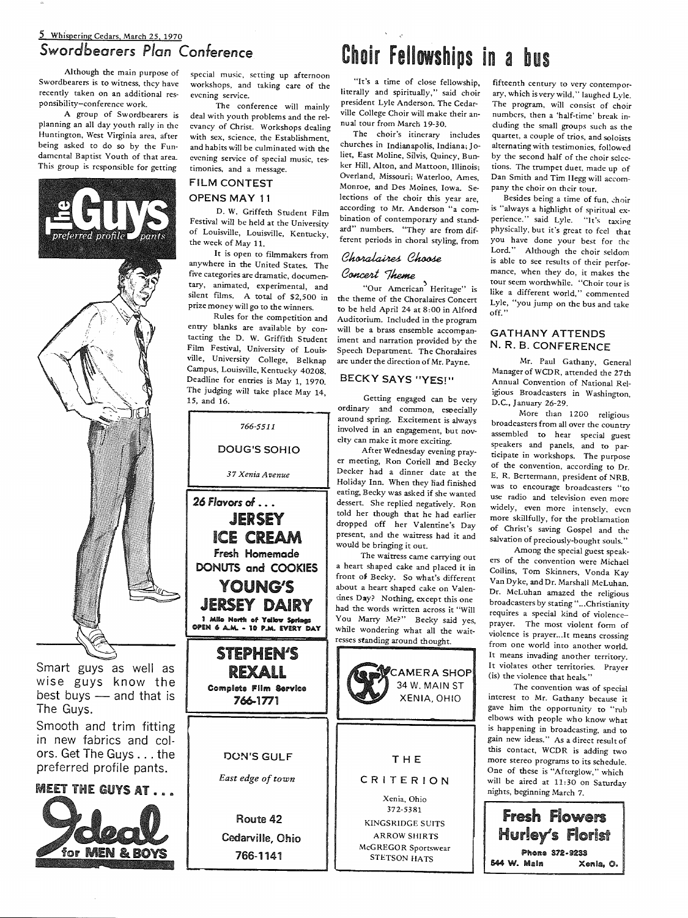## Swordbearers Plan Conference

Although the main purpose of Swordbearers is to witness, they have recently taken on an additional responsibility–conference work.

A group of Swordbearers is planning an all day youth rally in the Huntington, West Virginia area, after being asked to do so by the Fundamental Baptist Youth of that area. This group is responsible for getting special music, setting up afternoon workshops, and taking care of the evening service.

The conference will mainly deal with youth problems and the relevancy of Christ. Workshops dealing with sex, science, the Establishment, and habits will be culminated with the evening service of special music, testimonies, and a message.

### FILM CONTEST OPENS MAY 11

D. W. Griffeth Student Film Festival will be held at the University of Louisville, Louisville, Kentucky, the week of May 11.

It is open to filmmakers from anywhere in the United States. The five categories are dramatic, documentary, animated, experimental, and silent films. A total of $2,500 in prize money will go to the winners.

Rules for the competition and entry blanks are available by contacting the D. W. Griffith Student Film Festival, University of Louisville, University College, Belknap Campus, Louisville, Kentucky 40208. Deadline for entries is May 1, 1970. The judging will take place May 14, 15, and 16.

**The Guys** *preferred profile pants*

Smart guys as well as wise guys know the best buys — and that is The Guys.

Smooth and trim fitting in new fabrics and colors. Get The Guys . . . the preferred profile pants.

**MEET THE GUYS AT . . . Ideal for MEN & BOYS**

---

766-5511

DOUG'S SOHIO

*37 Xenia Avenue*

---

**26 Flavors of . . . JERSEY ICE CREAM**

**Fresh Homemade DONUTS and COOKIES**

**YOUNG'S JERSEY DAIRY**

1 Mile North of Yellow Springs
OPEN 6 A.M. - 10 P.M. EVERY DAY

---

**STEPHEN'S REXALL**

Complete Film Service

766-1771

---

DON'S GULF

*East edge of town*

Route 42

Cedarville, Ohio

766-1141

---

# Choir Fellowships in a bus

"It's a time of close fellowship, literally and spiritually," said choir president Lyle Anderson. The Cedarville College Choir will make their annual tour from March 19-30.

The choir's itinerary includes churches in Indianapolis, Indiana; Joliet, East Moline, Silvis, Quincy, Bunker Hill, Alton, and Mattoon, Illinois; Overland, Missouri; Waterloo, Ames, Monroe, and Des Moines, Iowa. Selections of the choir this year are, according to Mr. Anderson "a combination of contemporary and standard" numbers. "They are from different periods in choral styling, from fifteenth century to very contemporary, which is very wild," laughed Lyle. The program, will consist of choir numbers, then a 'half-time' break including the small groups such as the quartet, a couple of trios, and soloists alternating with testimonies, followed by the second half of the choir selections. The trumpet duet, made up of Dan Smith and Tim Hegg will accompany the choir on their tour.

Besides being a time of fun, choir is "always a highlight of spiritual experience," said Lyle. "It's taxing physically, but it's great to feel that you have done your best for the Lord." Although the choir seldom is able to see results of their performance, when they do, it makes the tour seem worthwhile. "Choir tour is like a different world," commented Lyle, "you jump on the bus and take off."

### *Choralaires Choose Concert Theme*

"Our American Heritage" is the theme of the Choralaires Concert to be held April 24 at 8:00 in Alford Auditorium. Included in the program will be a brass ensemble accompaniment and narration provided by the Speech Department. The Choralaires are under the direction of Mr. Payne.

### BECKY SAYS "YES!"

Getting engaged can be very ordinary and common, especially around spring. Excitement is always involved in an engagement, but novelty can make it more exciting.

After Wednesday evening prayer meeting, Ron Coriell and Becky Decker had a dinner date at the Holiday Inn. When they had finished eating, Becky was asked if she wanted dessert. She replied negatively. Ron told her though that he had earlier dropped off her Valentine's Day present, and the waitress had it and would be bringing it out.

The waitress came carrying out a heart shaped cake and placed it in front of Becky. So what's different about a heart shaped cake on Valentines Day? Nothing, except this one had the words written across it "Will You Marry Me?" Becky said yes, while wondering what all the waitresses standing around thought.

---

CAMERA SHOP
34 W. MAIN ST
XENIA, OHIO

---

THE CRITERION

Xenia, Ohio
372-5381

KINGSRIDGE SUITS
ARROW SHIRTS
McGREGOR Sportswear
STETSON HATS

---

### GATHANY ATTENDS N. R. B. CONFERENCE

Mr. Paul Gathany, General Manager of WCDR, attended the 27th Annual Convention of National Religious Broadcasters in Washington, D.C., January 26-29.

More than 1200 religious broadcasters from all over the country assembled to hear special guest speakers and panels, and to participate in workshops. The purpose of the convention, according to Dr. E. R. Bertermann, president of NRB, was to encourage broadcasters "to use radio and television even more widely, even more intensely, even more skillfully, for the proclamation of Christ's saving Gospel and the salvation of preciously-bought souls."

Among the special guest speakers of the convention were Michael Collins, Tom Skinners, Vonda Kay Van Dyke, and Dr. Marshall McLuhan. Dr. McLuhan amazed the religious broadcasters by stating "...Christianity requires a special kind of violence–prayer. The most violent form of violence is prayer...It means crossing from one world into another world. It means invading another territory. It violates other territories. Prayer (is) the violence that heals."

The convention was of special interest to Mr. Gathany because it gave him the opportunity to "rub elbows with people who know what is happening in broadcasting, and to gain new ideas." As a direct result of this contact, WCDR is adding two more stereo programs to its schedule. One of these is "Afterglow," which will be aired at 11:30 on Saturday nights, beginning March 7.

---

**Fresh Flowers Hurley's Florist**

Phone 372-9233

544 W. Main Xenia, O.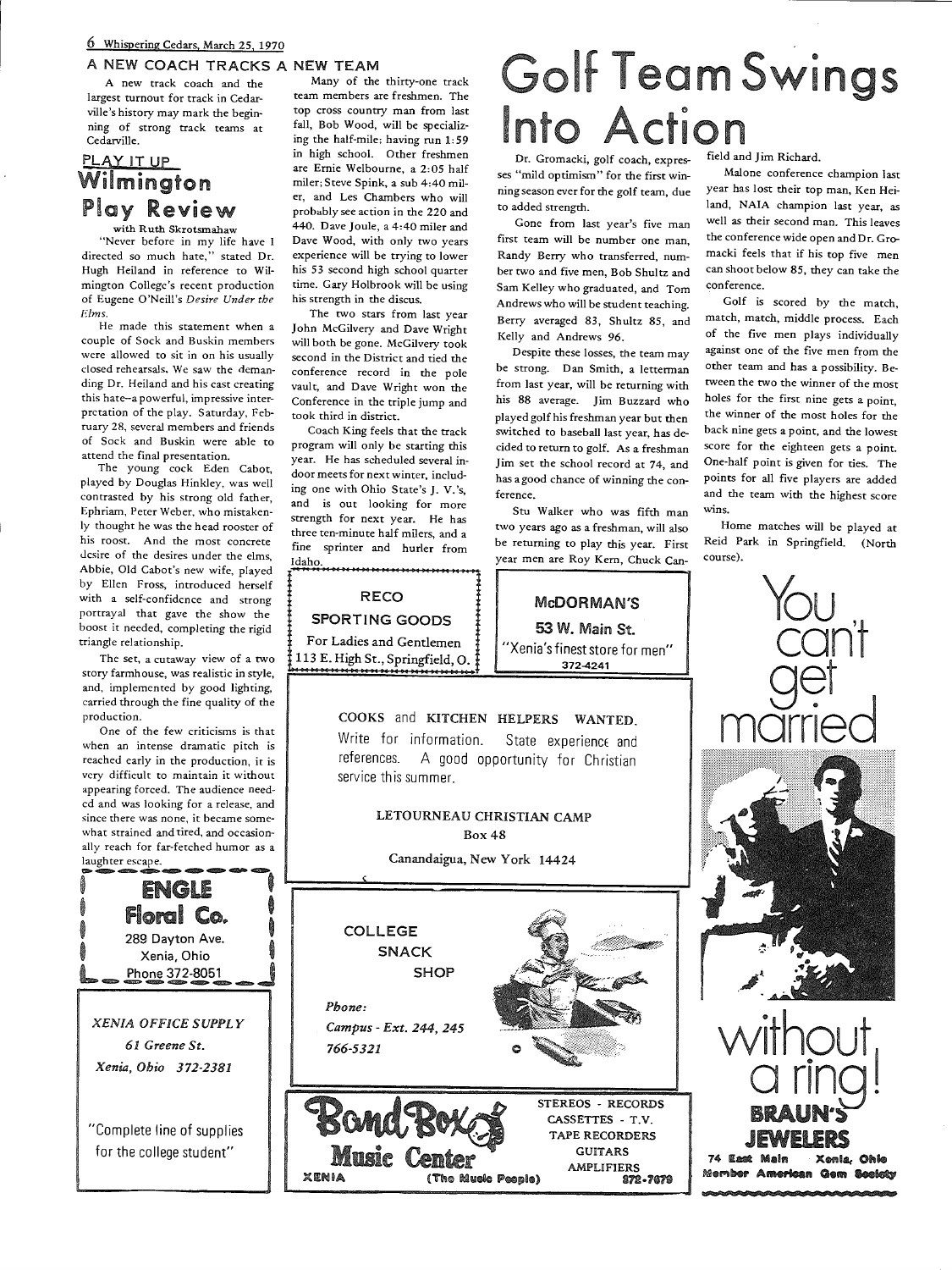## A NEW COACH TRACKS A NEW TEAM

A new track coach and the largest turnout for track in Cedarville's history may mark the beginning of strong track teams at Cedarville.

Many of the thirty-one track team members are freshmen. The top cross country man from last fall, Bob Wood, will be specializing the half-mile; having run 1:59 in high school. Other freshmen are Ernie Welbourne, a 2:05 half miler; Steve Spink, a sub 4:40 miler, and Les Chambers who will probably see action in the 220 and 440. Dave Joule, a 4:40 miler and Dave Wood, with only two years experience will be trying to lower his 53 second high school quarter time. Gary Holbrook will be using his strength in the discus.

The two stars from last year John McGilvery and Dave Wright will both be gone. McGilvery took second in the District and tied the conference record in the pole vault, and Dave Wright won the Conference in the triple jump and took third in district.

Coach King feels that the track program will only be starting this year. He has scheduled several indoor meets for next winter, including one with Ohio State's J. V.'s, and is out looking for more strength for next year. He has three ten-minute half milers, and a fine sprinter and hurler from Idaho.

## PLAY IT UP
## Wilmington Play Review

with Ruth Skrotsmahaw

"Never before in my life have I directed so much hate," stated Dr. Hugh Heiland in reference to Wilmington College's recent production of Eugene O'Neill's *Desire Under the Elms*.

He made this statement when a couple of Sock and Buskin members were allowed to sit in on his usually closed rehearsals. We saw the demanding Dr. Heiland and his cast creating this hate--a powerful, impressive interpretation of the play. Saturday, February 28, several members and friends of Sock and Buskin were able to attend the final presentation.

The young cock Eden Cabot, played by Douglas Hinkley, was well contrasted by his strong old father, Ephriam, Peter Weber, who mistakenly thought he was the head rooster of his roost. And the most concrete desire of the desires under the elms, Abbie, Old Cabot's new wife, played by Ellen Fross, introduced herself with a self-confidence and strong portrayal that gave the show the boost it needed, completing the rigid triangle relationship.

The set, a cutaway view of a two story farmhouse, was realistic in style, and, implemented by good lighting, carried through the fine quality of the production.

One of the few criticisms is that when an intense dramatic pitch is reached early in the production, it is very difficult to maintain it without appearing forced. The audience needed and was looking for a release, and since there was none, it became somewhat strained and tired, and occasionally reach for far-fetched humor as a laughter escape.

# Golf Team Swings Into Action

Dr. Gromacki, golf coach, expresses "mild optimism" for the first winning season ever for the golf team, due to added strength.

Gone from last year's five man first team will be number one man, Randy Berry who transferred, number two and five men, Bob Shultz and Sam Kelley who graduated, and Tom Andrews who will be student teaching. Berry averaged 83, Shultz 85, and Kelly and Andrews 96.

Despite these losses, the team may be strong. Dan Smith, a letterman from last year, will be returning with his 88 average. Jim Buzzard who played golf his freshman year but then switched to baseball last year, has decided to return to golf. As a freshman Jim set the school record at 74, and has a good chance of winning the conference.

Stu Walker who was fifth man two years ago as a freshman, will also be returning to play this year. First year men are Roy Kern, Chuck Canfield and Jim Richard.

Malone conference champion last year has lost their top man, Ken Heiland, NAIA champion last year, as well as their second man. This leaves the conference wide open and Dr. Gromacki feels that if his top five men can shoot below 85, they can take the conference.

Golf is scored by the match, match, middle process. Each of the five men plays individually against one of the five men from the other team and has a possibility. Between the two the winner of the most holes for the first nine gets a point, the winner of the most holes for the back nine gets a point, and the lowest score for the eighteen gets a point. One-half point is given for ties. The points for all five players are added and the team with the highest score wins.

Home matches will be played at Reid Park in Springfield. (North course).

**RECO SPORTING GOODS**
For Ladies and Gentlemen
113 E. High St., Springfield, O.

**McDORMAN'S**
53 W. Main St.
"Xenia's finest store for men"
372-4241

**COOKS and KITCHEN HELPERS WANTED.**
Write for information. State experience and references. A good opportunity for Christian service this summer.

LETOURNEAU CHRISTIAN CAMP
Box 48
Canandaigua, New York 14424

**ENGLE Floral Co.**
289 Dayton Ave.
Xenia, Ohio
Phone 372-8051

*XENIA OFFICE SUPPLY*
*61 Greene St.*
*Xenia, Ohio 372-2381*

"Complete line of supplies for the college student"

**COLLEGE SNACK SHOP**
*Phone:*
*Campus - Ext. 244, 245*
*766-5321*

**Band Box Music Center**
XENIA (The Music People)
STEREOS - RECORDS
CASSETTES - T.V.
TAPE RECORDERS
GUITARS
AMPLIFIERS
372-7679

You can't get married without a ring!
**BRAUN'S JEWELERS**
74 East Main Xenia, Ohio
Member American Gem Society